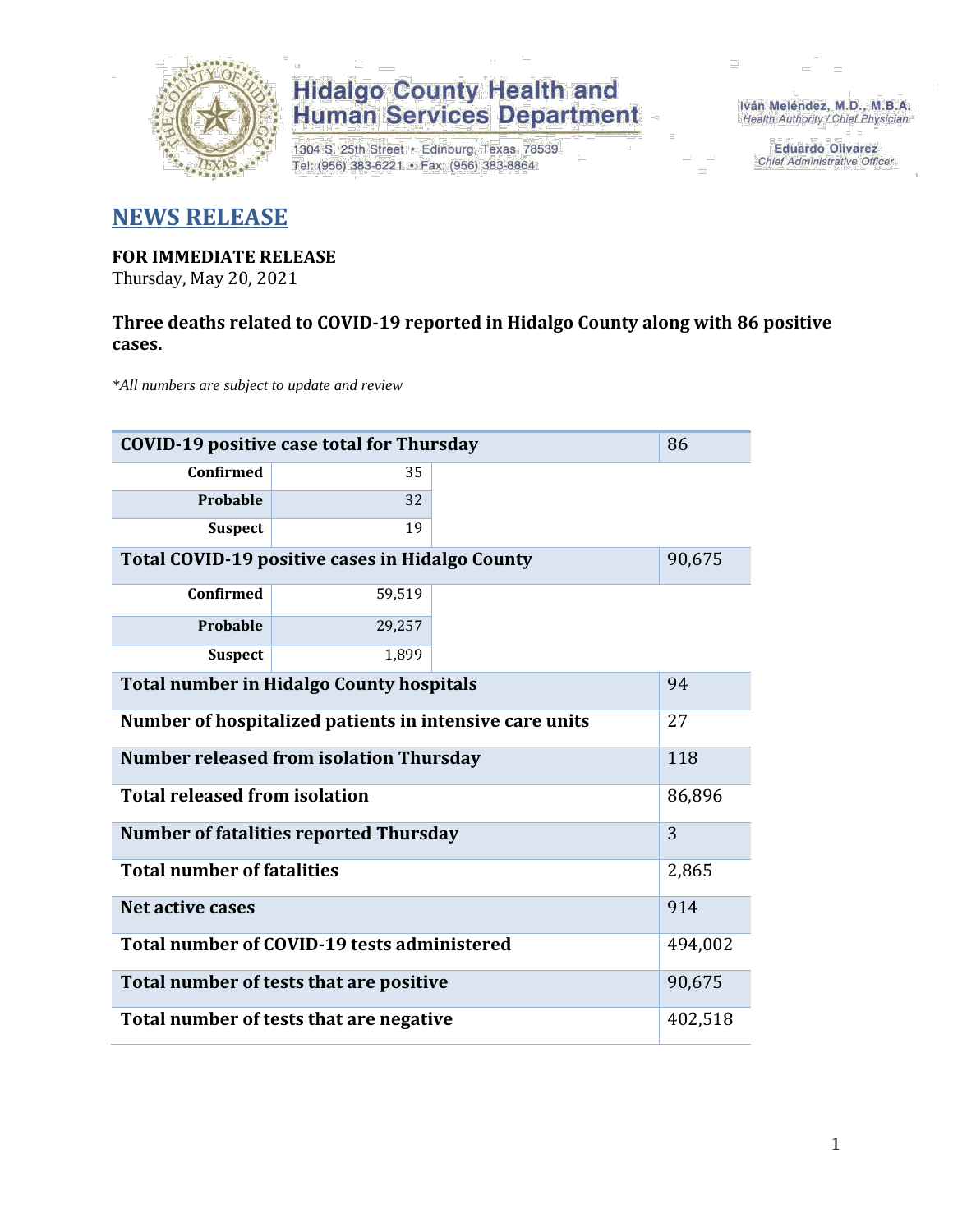# Hidalgo County Health and Human Services Department

1304 S. 25th Street • Edinburg, Texas 78539
Tel: (956) 383-6221 • Fax: (956) 383-8864

Iván Meléndez, M.D., M.B.A.
*Health Authority / Chief Physician*

Eduardo Olivarez
*Chief Administrative Officer*

## NEWS RELEASE

**FOR IMMEDIATE RELEASE**
Thursday, May 20, 2021

**Three deaths related to COVID-19 reported in Hidalgo County along with 86 positive cases.**

*\*All numbers are subject to update and review*

| COVID-19 positive case total for Thursday | | 86 |
|---|---|---|
| Confirmed | 35 | |
| Probable | 32 | |
| Suspect | 19 | |
| **Total COVID-19 positive cases in Hidalgo County** | | 90,675 |
| Confirmed | 59,519 | |
| Probable | 29,257 | |
| Suspect | 1,899 | |
| **Total number in Hidalgo County hospitals** | | 94 |
| **Number of hospitalized patients in intensive care units** | | 27 |
| **Number released from isolation Thursday** | | 118 |
| **Total released from isolation** | | 86,896 |
| **Number of fatalities reported Thursday** | | 3 |
| **Total number of fatalities** | | 2,865 |
| **Net active cases** | | 914 |
| **Total number of COVID-19 tests administered** | | 494,002 |
| **Total number of tests that are positive** | | 90,675 |
| **Total number of tests that are negative** | | 402,518 |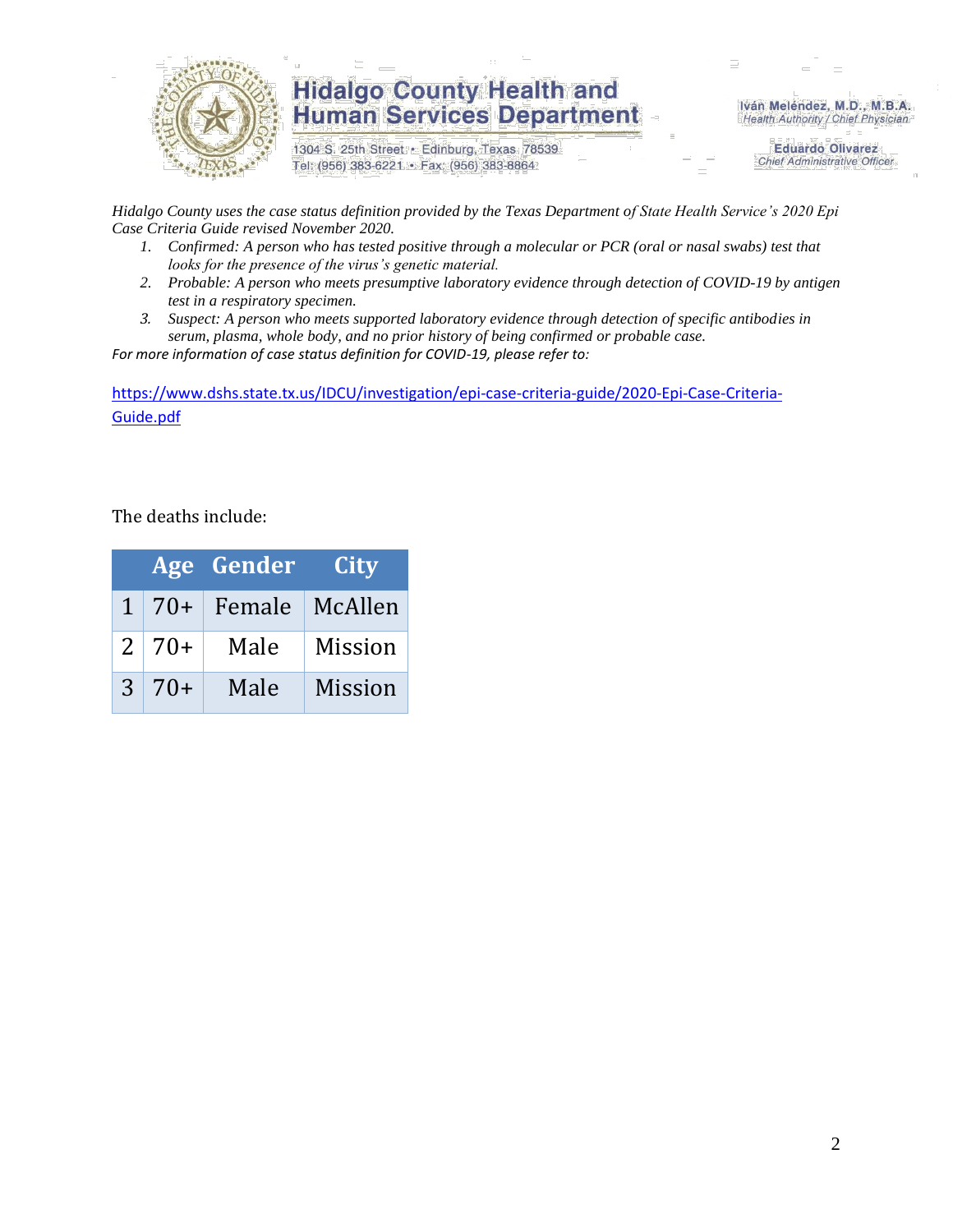*Hidalgo County uses the case status definition provided by the Texas Department of State Health Service's 2020 Epi Case Criteria Guide revised November 2020.*

1. *Confirmed: A person who has tested positive through a molecular or PCR (oral or nasal swabs) test that looks for the presence of the virus's genetic material.*
2. *Probable: A person who meets presumptive laboratory evidence through detection of COVID-19 by antigen test in a respiratory specimen.*
3. *Suspect: A person who meets supported laboratory evidence through detection of specific antibodies in serum, plasma, whole body, and no prior history of being confirmed or probable case.*

*For more information of case status definition for COVID-19, please refer to:*

https://www.dshs.state.tx.us/IDCU/investigation/epi-case-criteria-guide/2020-Epi-Case-Criteria-Guide.pdf

The deaths include:

| | Age | Gender | City |
|---|---|---|---|
| 1 | 70+ | Female | McAllen |
| 2 | 70+ | Male | Mission |
| 3 | 70+ | Male | Mission |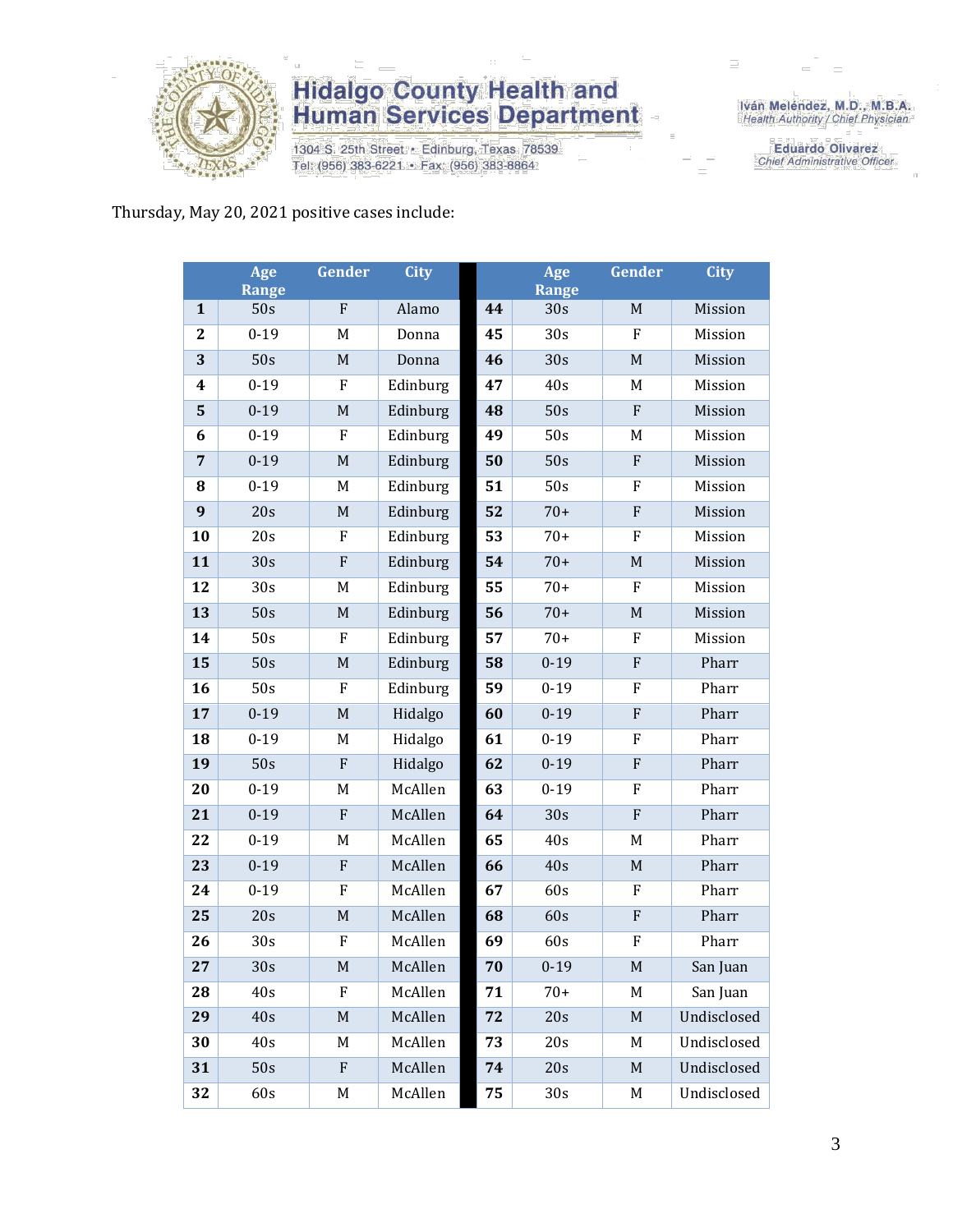Hidalgo County Health and Human Services Department
1304 S. 25th Street • Edinburg, Texas 78539
Tel: (956) 383-6221 • Fax: (956) 383-8864

Iván Meléndez, M.D., M.B.A.
Health Authority / Chief Physician

Eduardo Olivarez
Chief Administrative Officer

Thursday, May 20, 2021 positive cases include:

| | Age Range | Gender | City | | Age Range | Gender | City |
|---|---|---|---|---|---|---|---|
| **1** | 50s | F | Alamo | **44** | 30s | M | Mission |
| **2** | 0-19 | M | Donna | **45** | 30s | F | Mission |
| **3** | 50s | M | Donna | **46** | 30s | M | Mission |
| **4** | 0-19 | F | Edinburg | **47** | 40s | M | Mission |
| **5** | 0-19 | M | Edinburg | **48** | 50s | F | Mission |
| **6** | 0-19 | F | Edinburg | **49** | 50s | M | Mission |
| **7** | 0-19 | M | Edinburg | **50** | 50s | F | Mission |
| **8** | 0-19 | M | Edinburg | **51** | 50s | F | Mission |
| **9** | 20s | M | Edinburg | **52** | 70+ | F | Mission |
| **10** | 20s | F | Edinburg | **53** | 70+ | F | Mission |
| **11** | 30s | F | Edinburg | **54** | 70+ | M | Mission |
| **12** | 30s | M | Edinburg | **55** | 70+ | F | Mission |
| **13** | 50s | M | Edinburg | **56** | 70+ | M | Mission |
| **14** | 50s | F | Edinburg | **57** | 70+ | F | Mission |
| **15** | 50s | M | Edinburg | **58** | 0-19 | F | Pharr |
| **16** | 50s | F | Edinburg | **59** | 0-19 | F | Pharr |
| **17** | 0-19 | M | Hidalgo | **60** | 0-19 | F | Pharr |
| **18** | 0-19 | M | Hidalgo | **61** | 0-19 | F | Pharr |
| **19** | 50s | F | Hidalgo | **62** | 0-19 | F | Pharr |
| **20** | 0-19 | M | McAllen | **63** | 0-19 | F | Pharr |
| **21** | 0-19 | F | McAllen | **64** | 30s | F | Pharr |
| **22** | 0-19 | M | McAllen | **65** | 40s | M | Pharr |
| **23** | 0-19 | F | McAllen | **66** | 40s | M | Pharr |
| **24** | 0-19 | F | McAllen | **67** | 60s | F | Pharr |
| **25** | 20s | M | McAllen | **68** | 60s | F | Pharr |
| **26** | 30s | F | McAllen | **69** | 60s | F | Pharr |
| **27** | 30s | M | McAllen | **70** | 0-19 | M | San Juan |
| **28** | 40s | F | McAllen | **71** | 70+ | M | San Juan |
| **29** | 40s | M | McAllen | **72** | 20s | M | Undisclosed |
| **30** | 40s | M | McAllen | **73** | 20s | M | Undisclosed |
| **31** | 50s | F | McAllen | **74** | 20s | M | Undisclosed |
| **32** | 60s | M | McAllen | **75** | 30s | M | Undisclosed |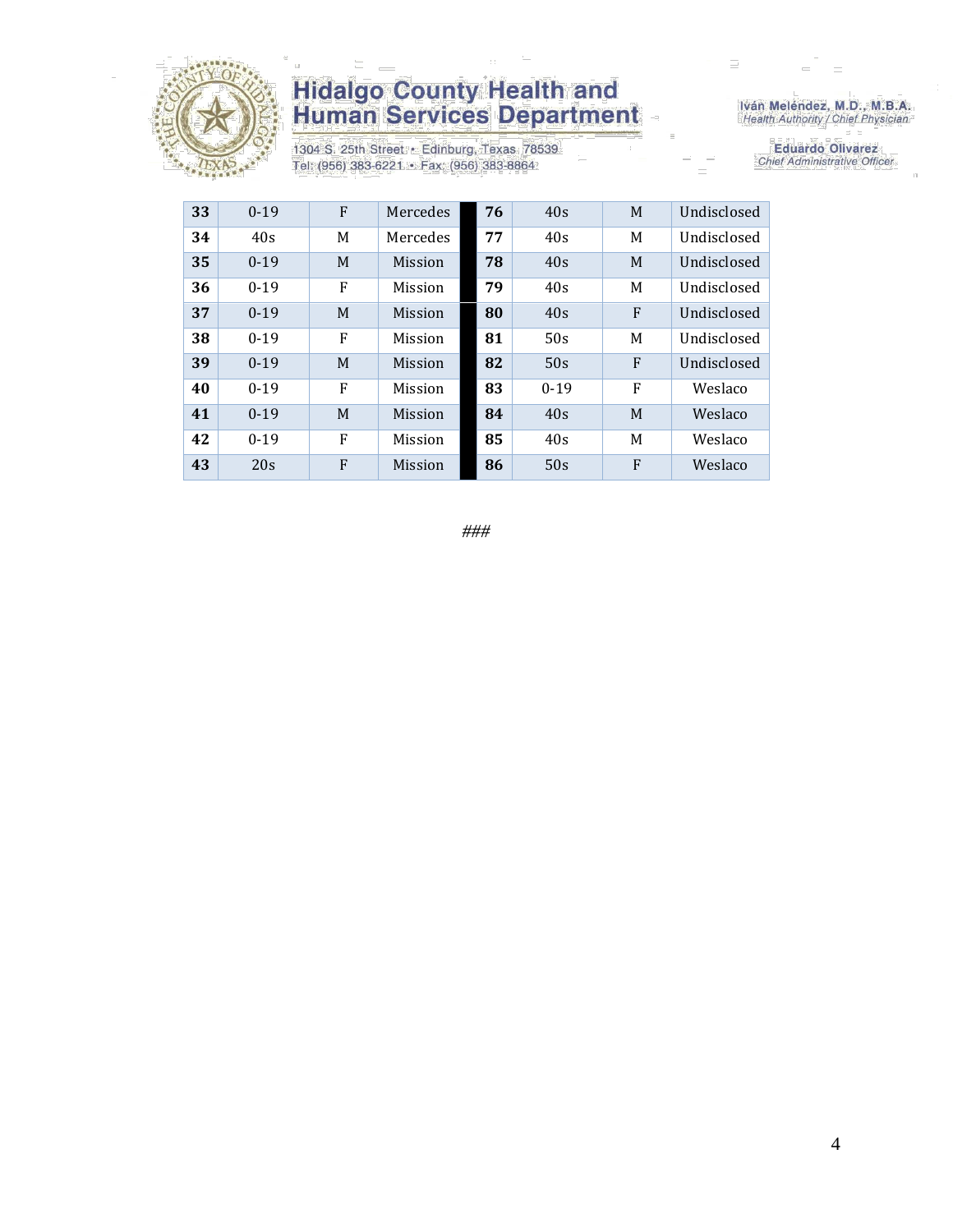| | | | | | | | | |
|---|---|---|---|---|---|---|---|---|
| **33** | 0-19 | F | Mercedes | | **76** | 40s | M | Undisclosed |
| **34** | 40s | M | Mercedes | | **77** | 40s | M | Undisclosed |
| **35** | 0-19 | M | Mission | | **78** | 40s | M | Undisclosed |
| **36** | 0-19 | F | Mission | | **79** | 40s | M | Undisclosed |
| **37** | 0-19 | M | Mission | | **80** | 40s | F | Undisclosed |
| **38** | 0-19 | F | Mission | | **81** | 50s | M | Undisclosed |
| **39** | 0-19 | M | Mission | | **82** | 50s | F | Undisclosed |
| **40** | 0-19 | F | Mission | | **83** | 0-19 | F | Weslaco |
| **41** | 0-19 | M | Mission | | **84** | 40s | M | Weslaco |
| **42** | 0-19 | F | Mission | | **85** | 40s | M | Weslaco |
| **43** | 20s | F | Mission | | **86** | 50s | F | Weslaco |

###